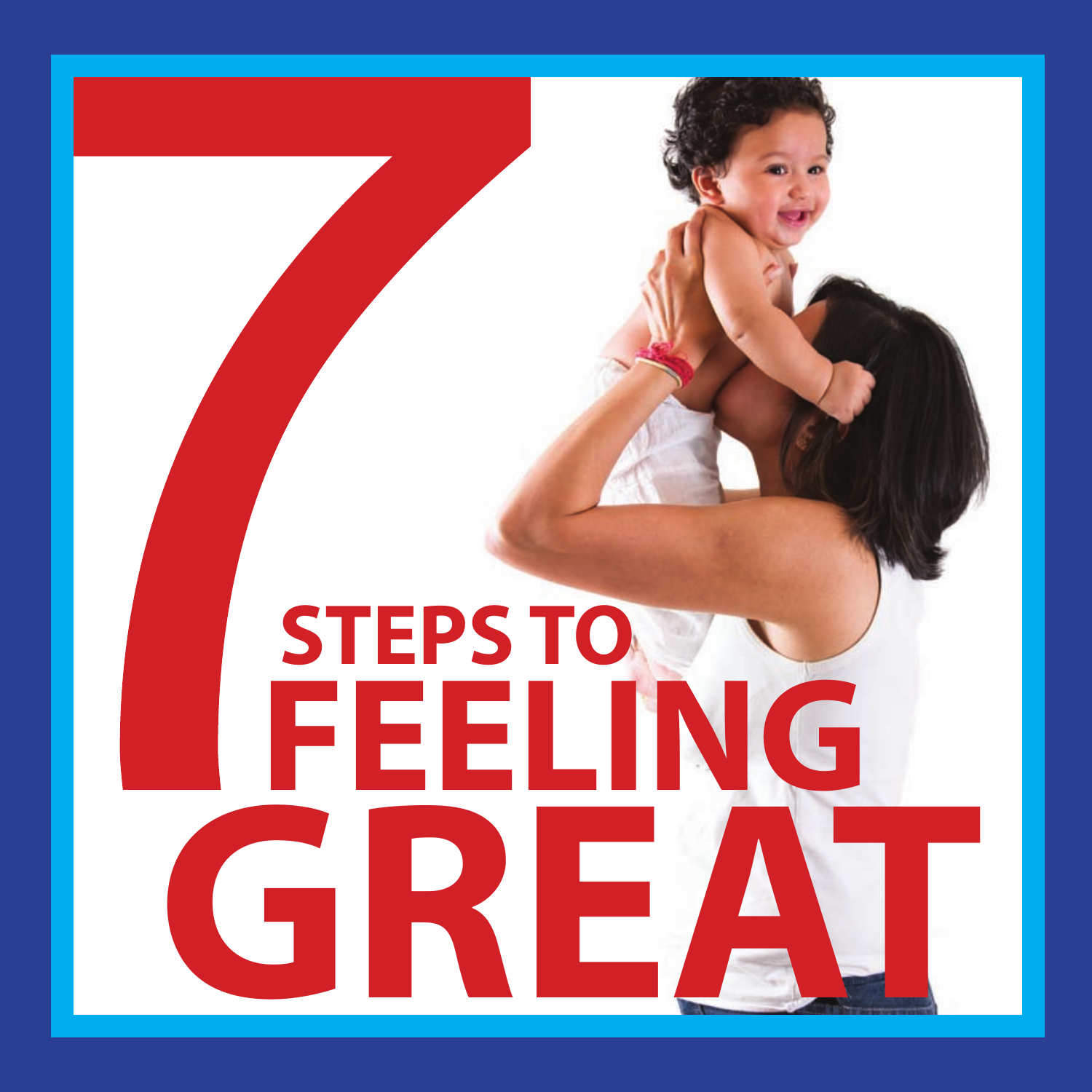# 7 STEPS TO FEELING GREAT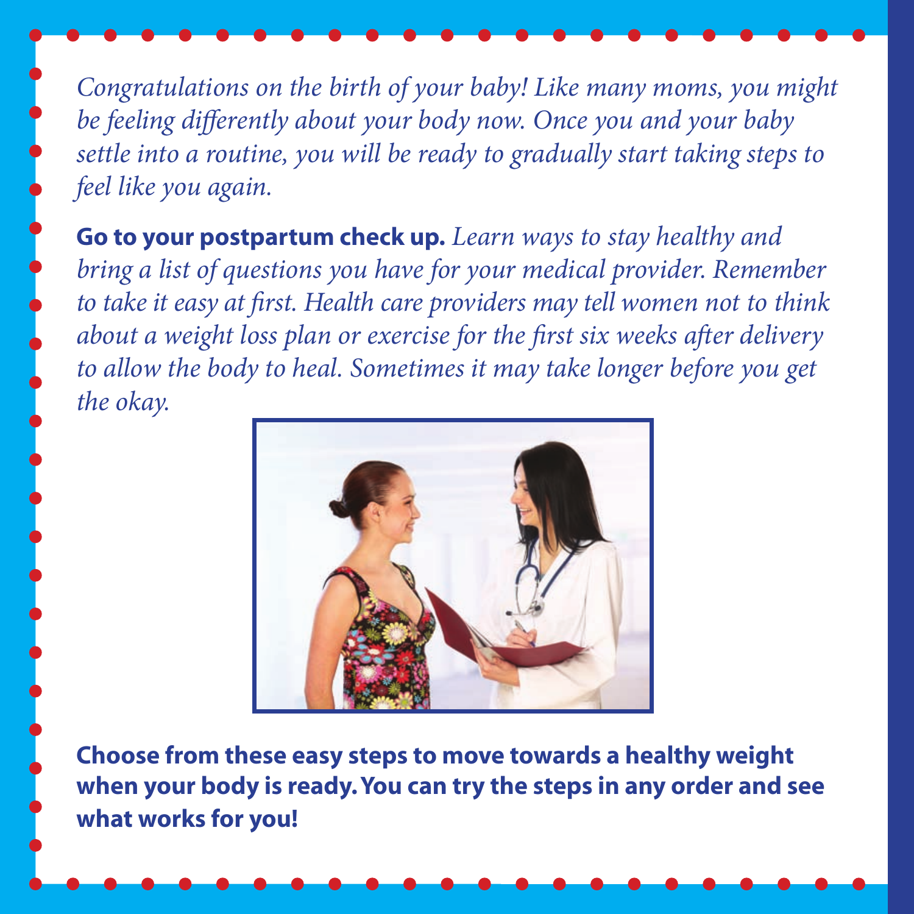*Congratulations on the birth of your baby! Like many moms, you might be feeling differently about your body now. Once you and your baby settle into a routine, you will be ready to gradually start taking steps to feel like you again.*

**Go to your postpartum check up.** *Learn ways to stay healthy and bring a list of questions you have for your medical provider. Remember to take it easy at first. Health care providers may tell women not to think about a weight loss plan or exercise for the first six weeks after delivery to allow the body to heal. Sometimes it may take longer before you get the okay.*

**Choose from these easy steps to move towards a healthy weight when your body is ready. You can try the steps in any order and see what works for you!**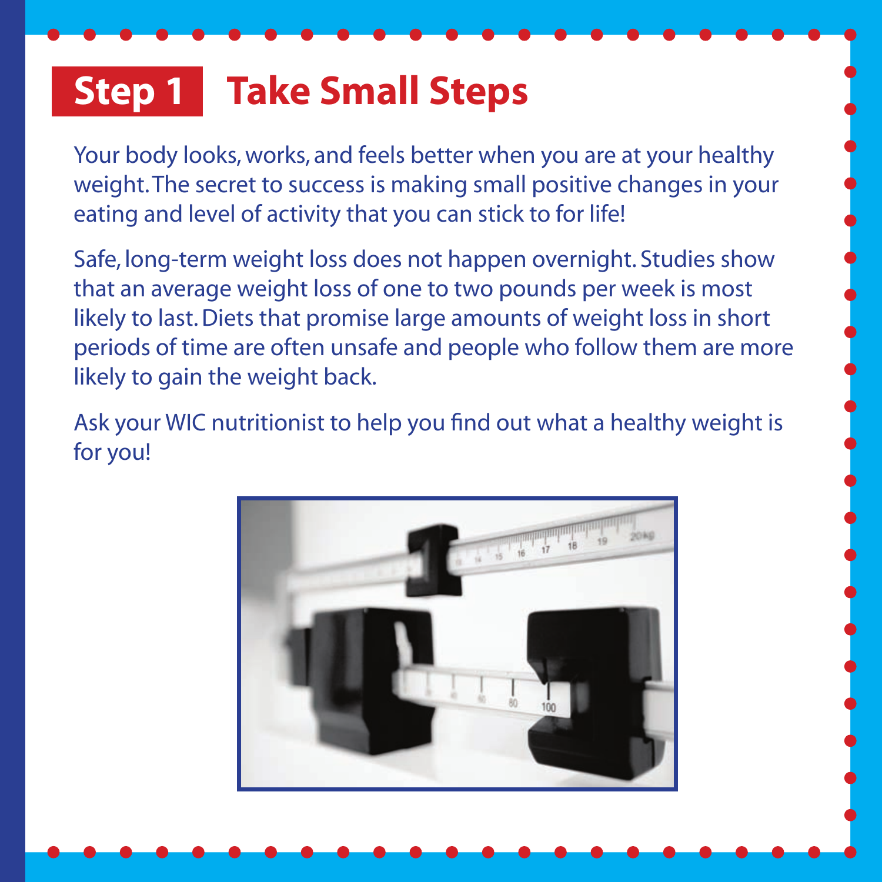## Step 1 Take Small Steps

Your body looks, works, and feels better when you are at your healthy weight. The secret to success is making small positive changes in your eating and level of activity that you can stick to for life!

Safe, long-term weight loss does not happen overnight. Studies show that an average weight loss of one to two pounds per week is most likely to last. Diets that promise large amounts of weight loss in short periods of time are often unsafe and people who follow them are more likely to gain the weight back.

Ask your WIC nutritionist to help you find out what a healthy weight is for you!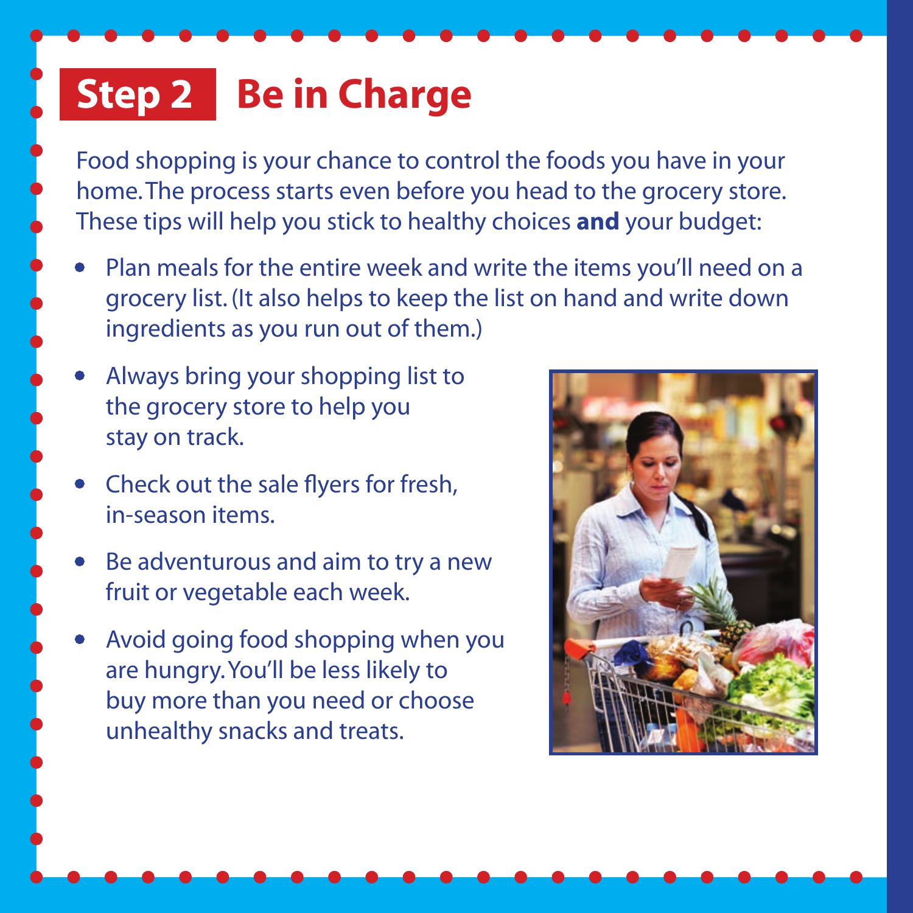## Step 2 Be in Charge

Food shopping is your chance to control the foods you have in your home. The process starts even before you head to the grocery store. These tips will help you stick to healthy choices **and** your budget:

- Plan meals for the entire week and write the items you'll need on a grocery list. (It also helps to keep the list on hand and write down ingredients as you run out of them.)
- Always bring your shopping list to the grocery store to help you stay on track.
- Check out the sale flyers for fresh, in-season items.
- Be adventurous and aim to try a new fruit or vegetable each week.
- Avoid going food shopping when you are hungry. You'll be less likely to buy more than you need or choose unhealthy snacks and treats.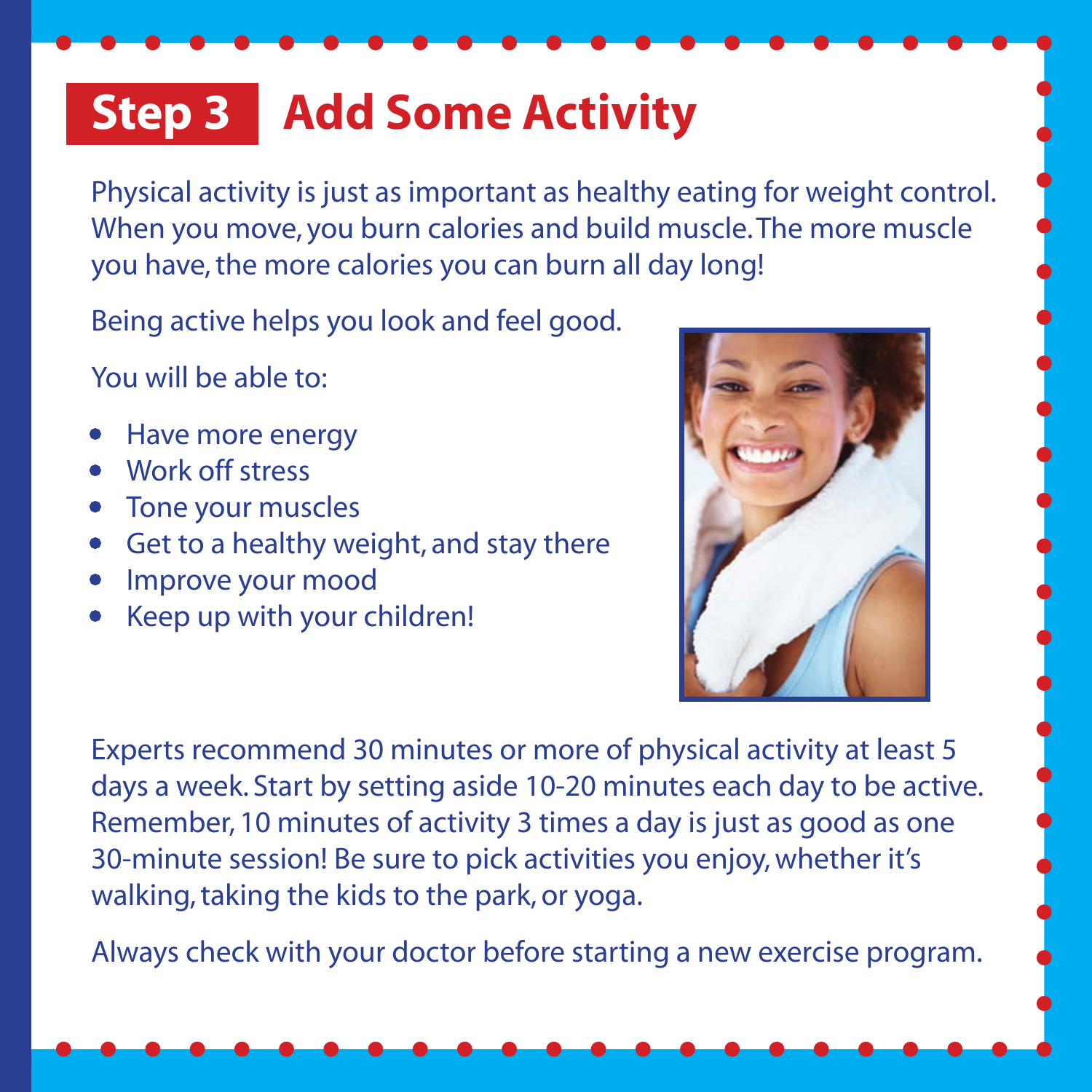# Step 3 Add Some Activity

Physical activity is just as important as healthy eating for weight control. When you move, you burn calories and build muscle. The more muscle you have, the more calories you can burn all day long!

Being active helps you look and feel good.

You will be able to:

- Have more energy
- Work off stress
- Tone your muscles
- Get to a healthy weight, and stay there
- Improve your mood
- Keep up with your children!

Experts recommend 30 minutes or more of physical activity at least 5 days a week. Start by setting aside 10-20 minutes each day to be active. Remember, 10 minutes of activity 3 times a day is just as good as one 30-minute session! Be sure to pick activities you enjoy, whether it's walking, taking the kids to the park, or yoga.

Always check with your doctor before starting a new exercise program.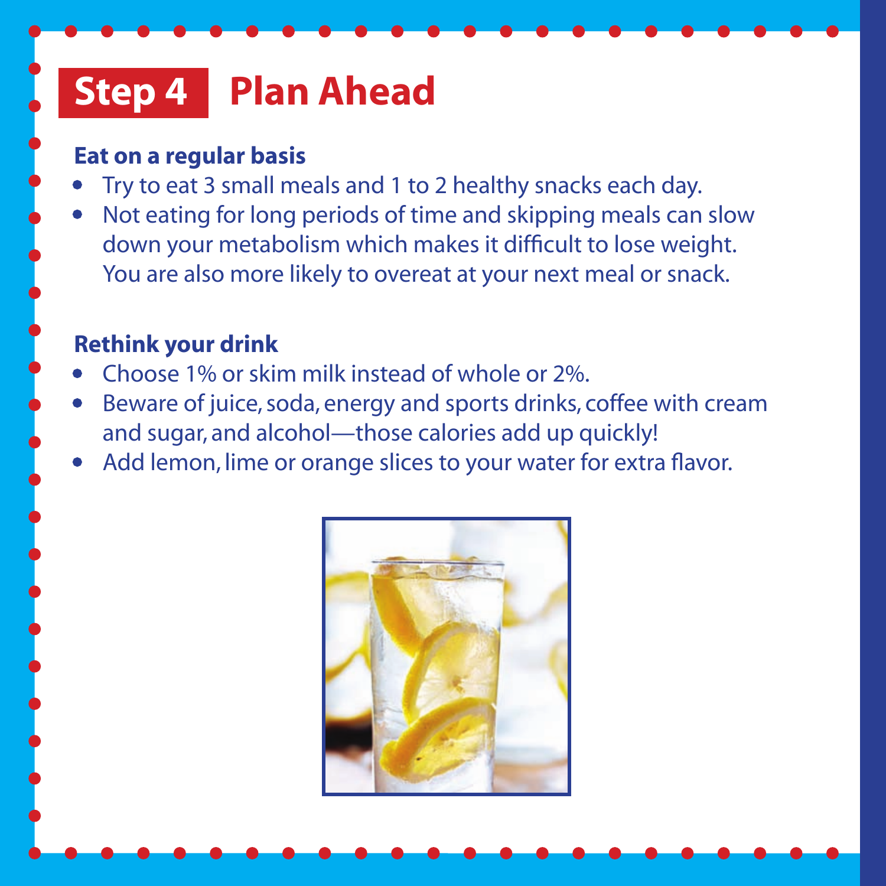# Step 4 Plan Ahead

### Eat on a regular basis

- Try to eat 3 small meals and 1 to 2 healthy snacks each day.
- Not eating for long periods of time and skipping meals can slow down your metabolism which makes it difficult to lose weight. You are also more likely to overeat at your next meal or snack.

### Rethink your drink

- Choose 1% or skim milk instead of whole or 2%.
- Beware of juice, soda, energy and sports drinks, coffee with cream and sugar, and alcohol—those calories add up quickly!
- Add lemon, lime or orange slices to your water for extra flavor.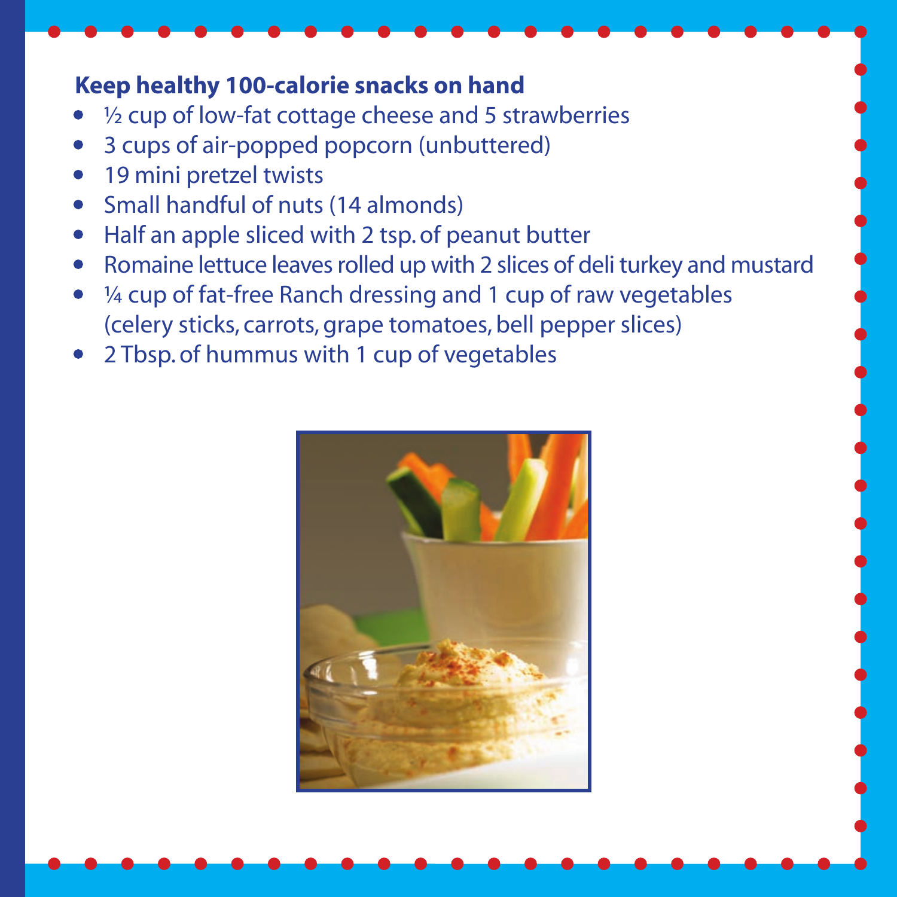## Keep healthy 100-calorie snacks on hand

- ½ cup of low-fat cottage cheese and 5 strawberries
- 3 cups of air-popped popcorn (unbuttered)
- 19 mini pretzel twists
- Small handful of nuts (14 almonds)
- Half an apple sliced with 2 tsp. of peanut butter
- Romaine lettuce leaves rolled up with 2 slices of deli turkey and mustard
- ¼ cup of fat-free Ranch dressing and 1 cup of raw vegetables (celery sticks, carrots, grape tomatoes, bell pepper slices)
- 2 Tbsp. of hummus with 1 cup of vegetables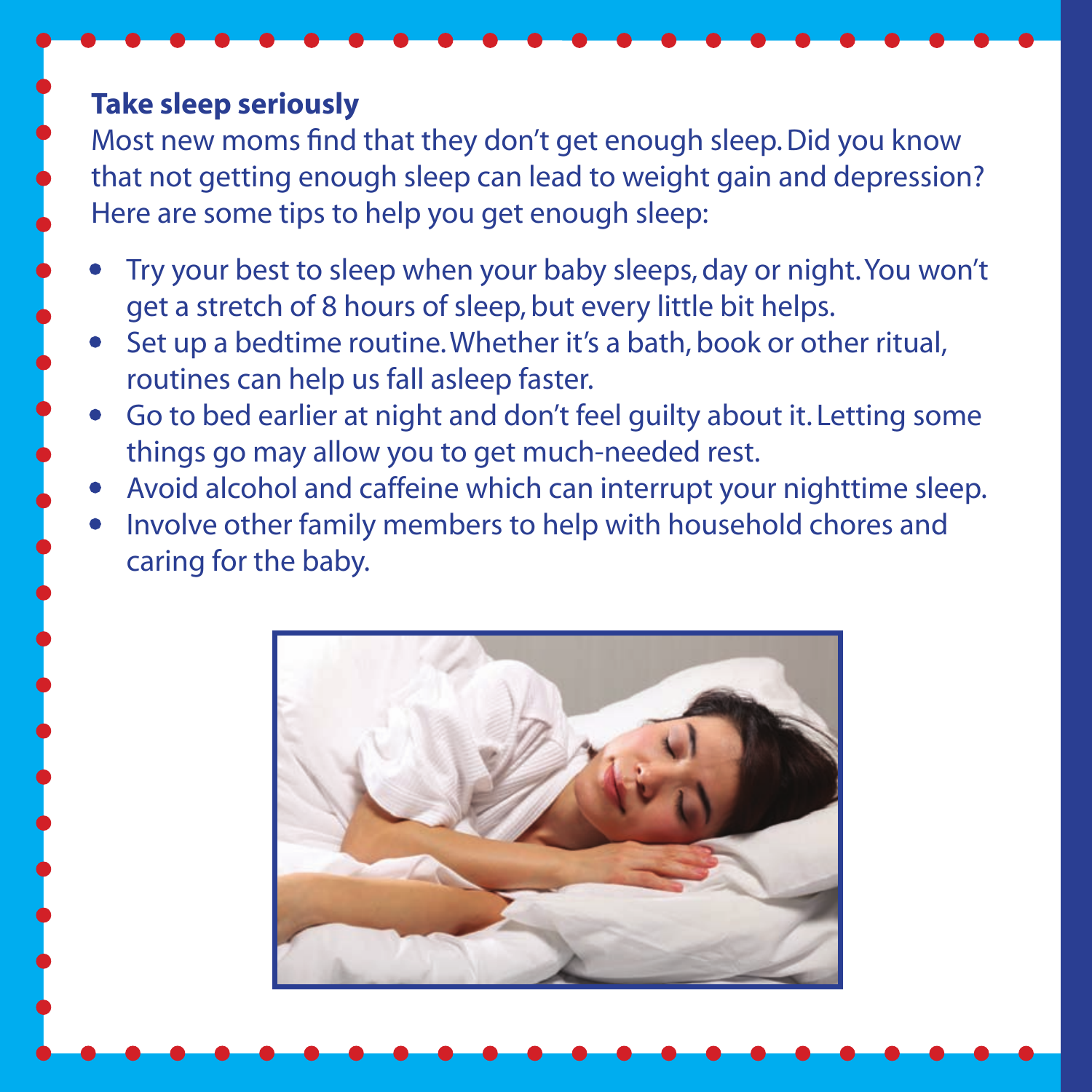## Take sleep seriously

Most new moms find that they don't get enough sleep. Did you know that not getting enough sleep can lead to weight gain and depression? Here are some tips to help you get enough sleep:

- Try your best to sleep when your baby sleeps, day or night. You won't get a stretch of 8 hours of sleep, but every little bit helps.
- Set up a bedtime routine. Whether it's a bath, book or other ritual, routines can help us fall asleep faster.
- Go to bed earlier at night and don't feel guilty about it. Letting some things go may allow you to get much-needed rest.
- Avoid alcohol and caffeine which can interrupt your nighttime sleep.
- Involve other family members to help with household chores and caring for the baby.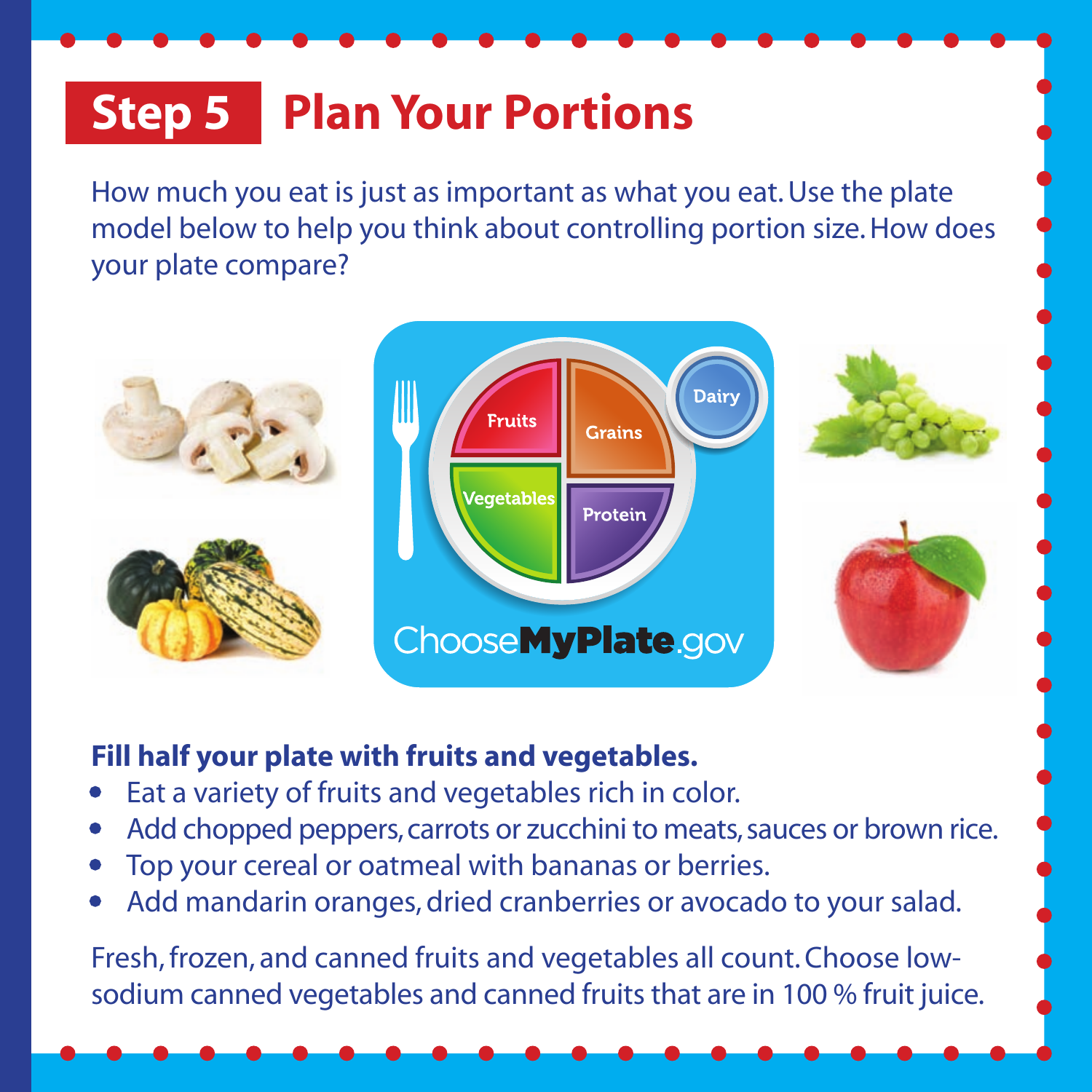# Step 5 Plan Your Portions

How much you eat is just as important as what you eat. Use the plate model below to help you think about controlling portion size. How does your plate compare?

**Fill half your plate with fruits and vegetables.**

- Eat a variety of fruits and vegetables rich in color.
- Add chopped peppers, carrots or zucchini to meats, sauces or brown rice.
- Top your cereal or oatmeal with bananas or berries.
- Add mandarin oranges, dried cranberries or avocado to your salad.

Fresh, frozen, and canned fruits and vegetables all count. Choose low-sodium canned vegetables and canned fruits that are in 100 % fruit juice.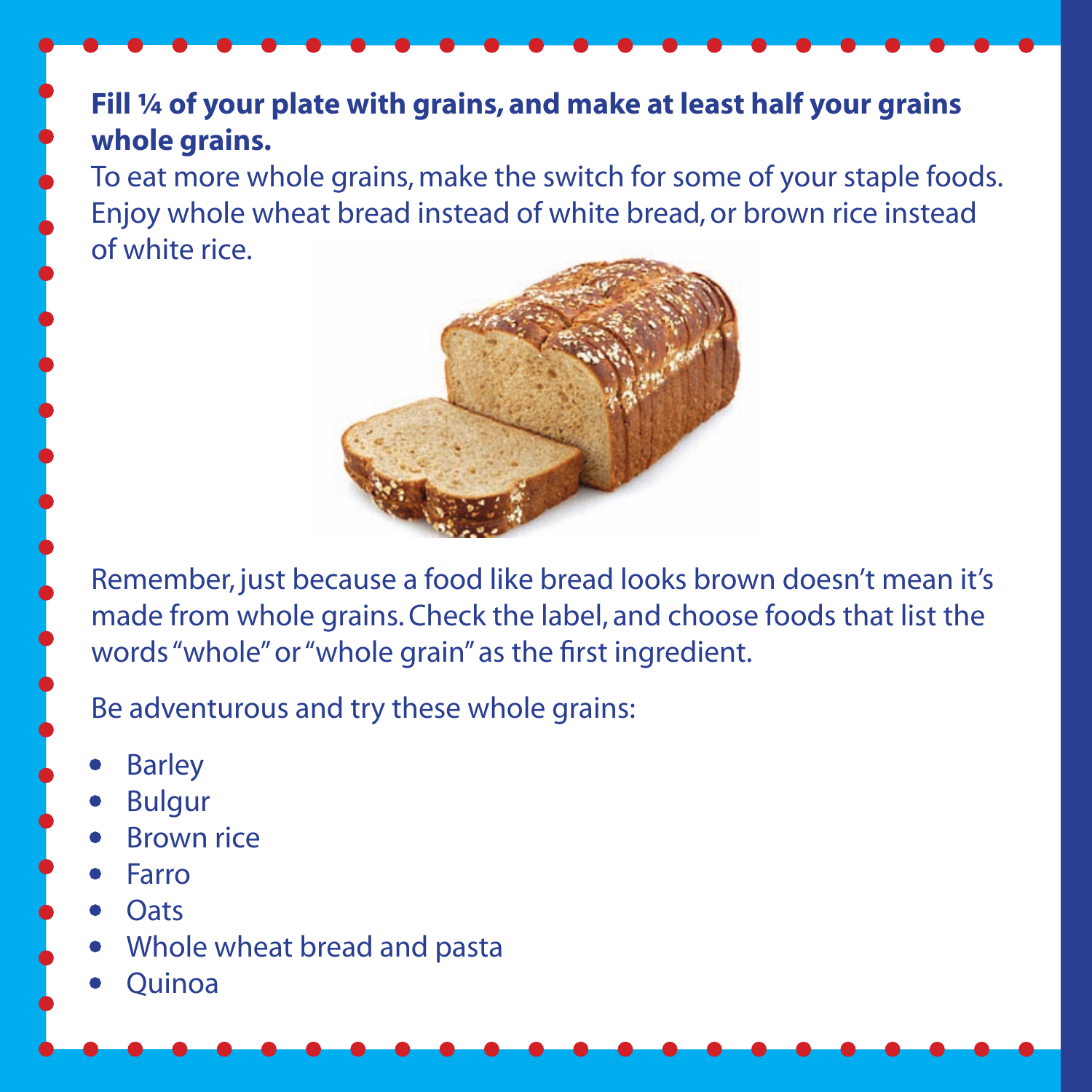**Fill ¼ of your plate with grains, and make at least half your grains whole grains.**

To eat more whole grains, make the switch for some of your staple foods. Enjoy whole wheat bread instead of white bread, or brown rice instead of white rice.

Remember, just because a food like bread looks brown doesn't mean it's made from whole grains. Check the label, and choose foods that list the words "whole" or "whole grain" as the first ingredient.

Be adventurous and try these whole grains:

- Barley
- Bulgur
- Brown rice
- Farro
- Oats
- Whole wheat bread and pasta
- Quinoa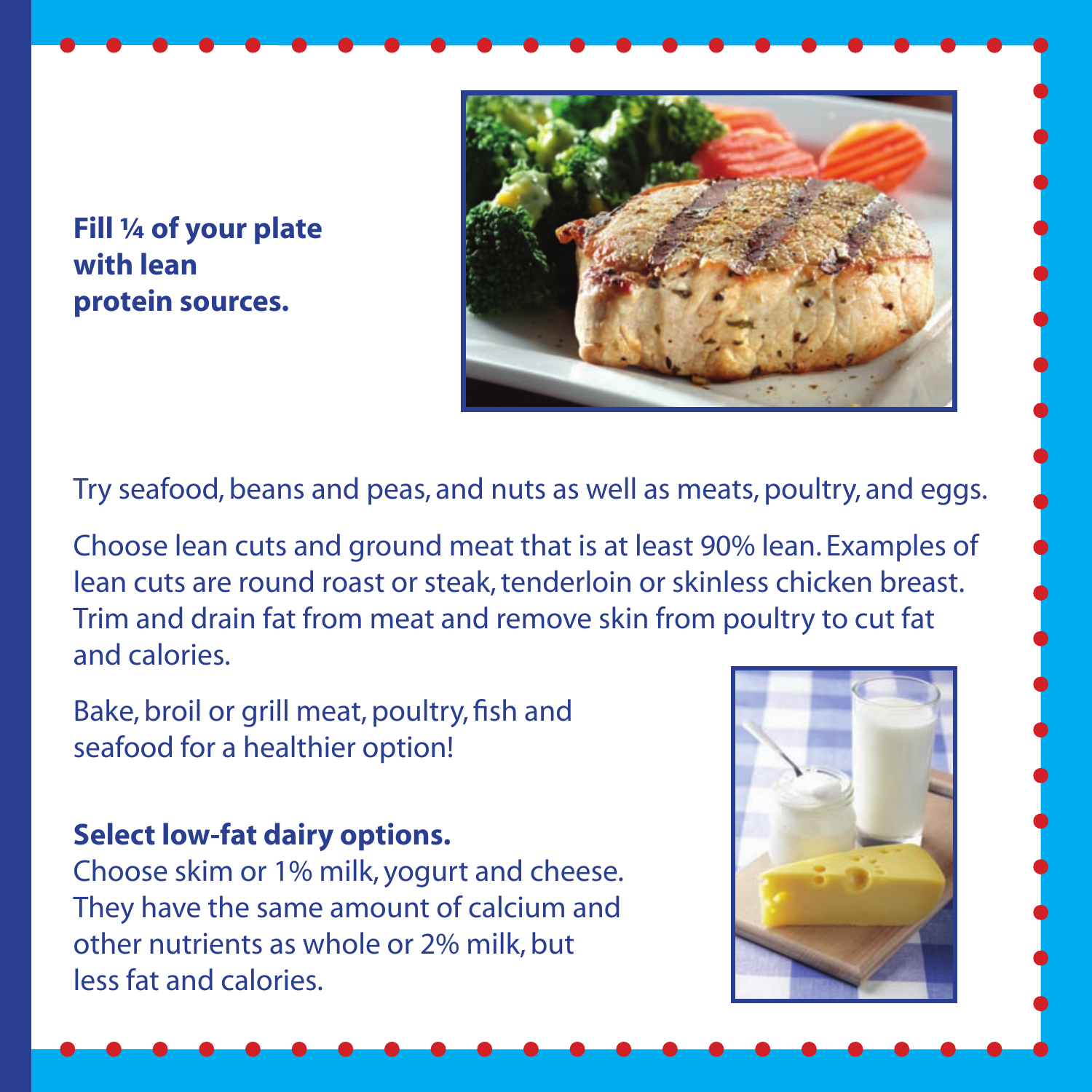**Fill ¼ of your plate with lean protein sources.**

Try seafood, beans and peas, and nuts as well as meats, poultry, and eggs.

Choose lean cuts and ground meat that is at least 90% lean. Examples of lean cuts are round roast or steak, tenderloin or skinless chicken breast. Trim and drain fat from meat and remove skin from poultry to cut fat and calories.

Bake, broil or grill meat, poultry, fish and seafood for a healthier option!

**Select low-fat dairy options.**

Choose skim or 1% milk, yogurt and cheese. They have the same amount of calcium and other nutrients as whole or 2% milk, but less fat and calories.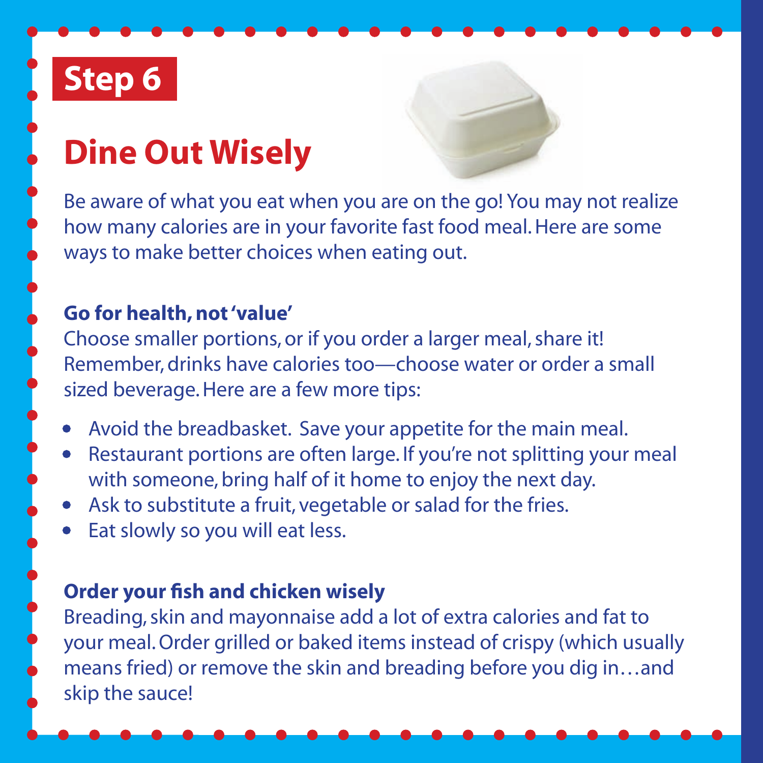**Step 6**

# Dine Out Wisely

Be aware of what you eat when you are on the go! You may not realize how many calories are in your favorite fast food meal. Here are some ways to make better choices when eating out.

**Go for health, not 'value'**

Choose smaller portions, or if you order a larger meal, share it! Remember, drinks have calories too—choose water or order a small sized beverage. Here are a few more tips:

- Avoid the breadbasket. Save your appetite for the main meal.
- Restaurant portions are often large. If you're not splitting your meal with someone, bring half of it home to enjoy the next day.
- Ask to substitute a fruit, vegetable or salad for the fries.
- Eat slowly so you will eat less.

**Order your fish and chicken wisely**

Breading, skin and mayonnaise add a lot of extra calories and fat to your meal. Order grilled or baked items instead of crispy (which usually means fried) or remove the skin and breading before you dig in…and skip the sauce!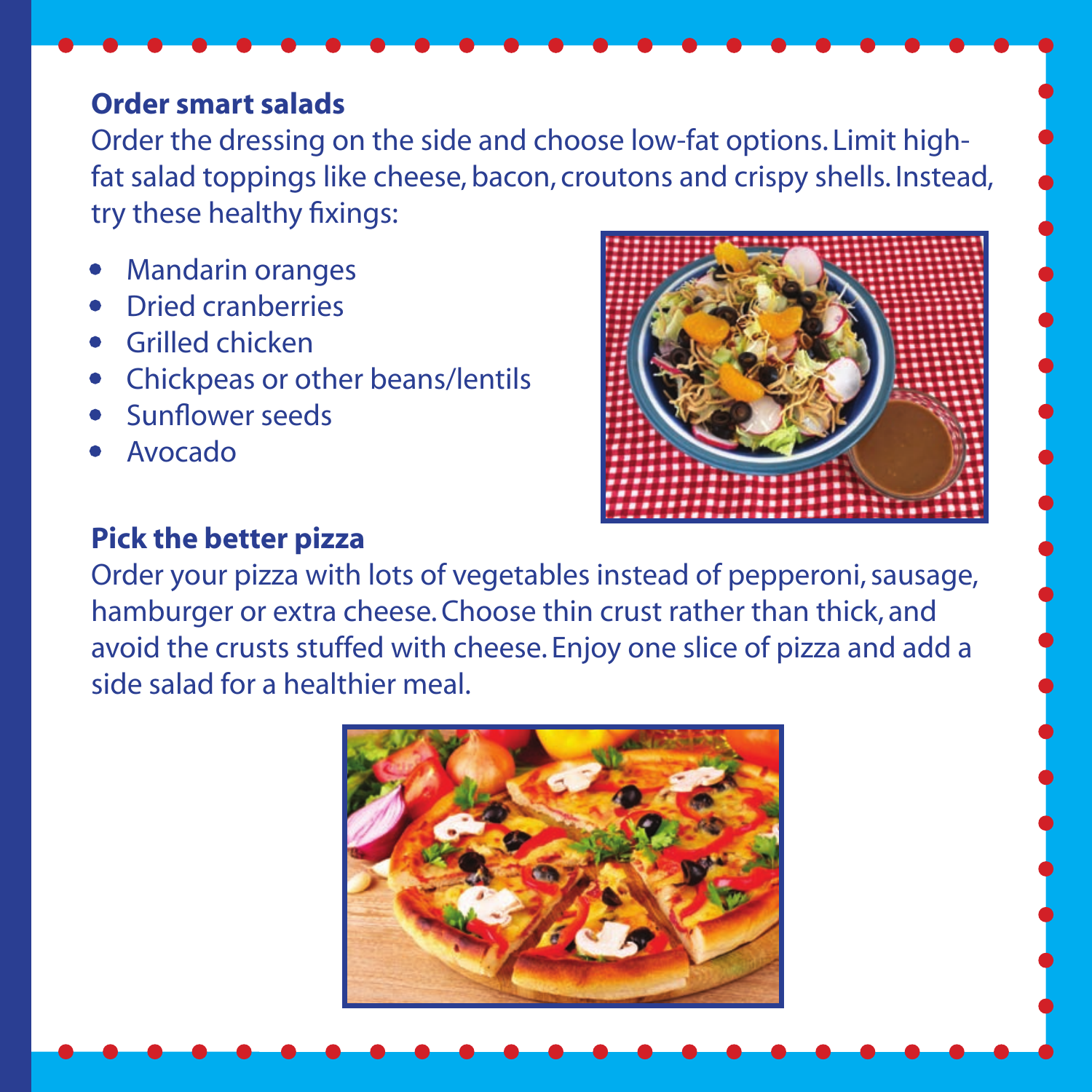## Order smart salads

Order the dressing on the side and choose low-fat options. Limit high-fat salad toppings like cheese, bacon, croutons and crispy shells. Instead, try these healthy fixings:

- Mandarin oranges
- Dried cranberries
- Grilled chicken
- Chickpeas or other beans/lentils
- Sunflower seeds
- Avocado

## Pick the better pizza

Order your pizza with lots of vegetables instead of pepperoni, sausage, hamburger or extra cheese. Choose thin crust rather than thick, and avoid the crusts stuffed with cheese. Enjoy one slice of pizza and add a side salad for a healthier meal.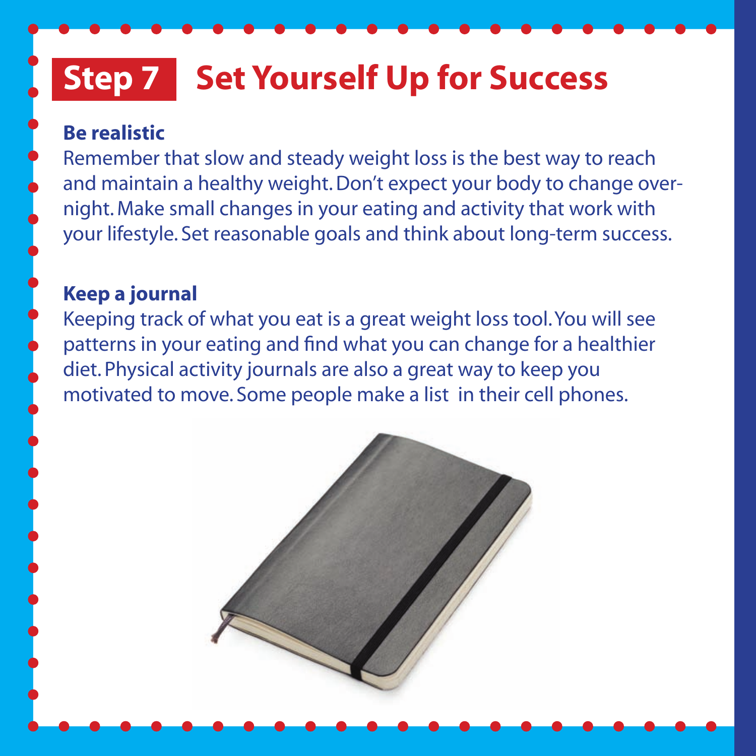# Step 7 Set Yourself Up for Success

**Be realistic**

Remember that slow and steady weight loss is the best way to reach and maintain a healthy weight. Don't expect your body to change overnight. Make small changes in your eating and activity that work with your lifestyle. Set reasonable goals and think about long-term success.

**Keep a journal**

Keeping track of what you eat is a great weight loss tool. You will see patterns in your eating and find what you can change for a healthier diet. Physical activity journals are also a great way to keep you motivated to move. Some people make a list in their cell phones.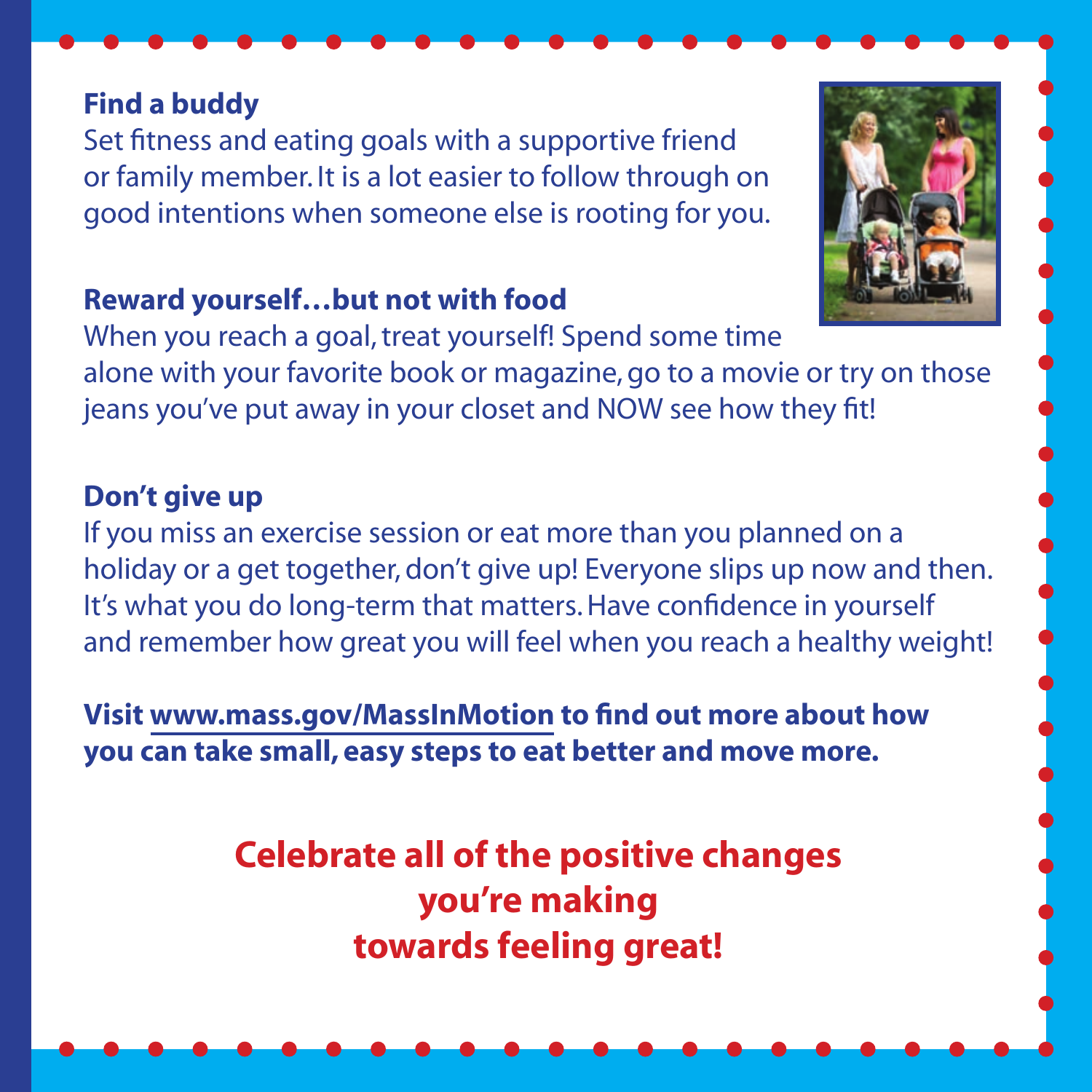### Find a buddy

Set fitness and eating goals with a supportive friend or family member. It is a lot easier to follow through on good intentions when someone else is rooting for you.

### Reward yourself…but not with food

When you reach a goal, treat yourself! Spend some time alone with your favorite book or magazine, go to a movie or try on those jeans you've put away in your closet and NOW see how they fit!

### Don't give up

If you miss an exercise session or eat more than you planned on a holiday or a get together, don't give up! Everyone slips up now and then. It's what you do long-term that matters. Have confidence in yourself and remember how great you will feel when you reach a healthy weight!

**Visit www.mass.gov/MassInMotion to find out more about how you can take small, easy steps to eat better and move more.**

**Celebrate all of the positive changes you're making towards feeling great!**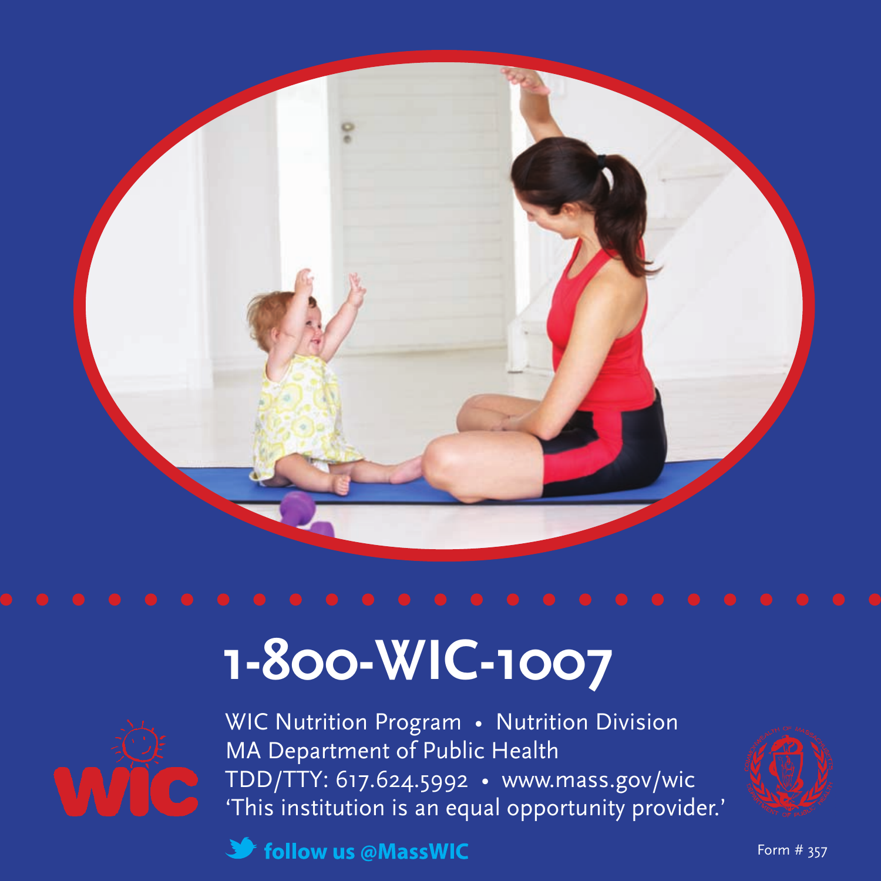# 1-800-WIC-1007

WIC Nutrition Program • Nutrition Division
MA Department of Public Health
TDD/TTY: 617.624.5992 • www.mass.gov/wic
'This institution is an equal opportunity provider.'

follow us @MassWIC

Form # 357